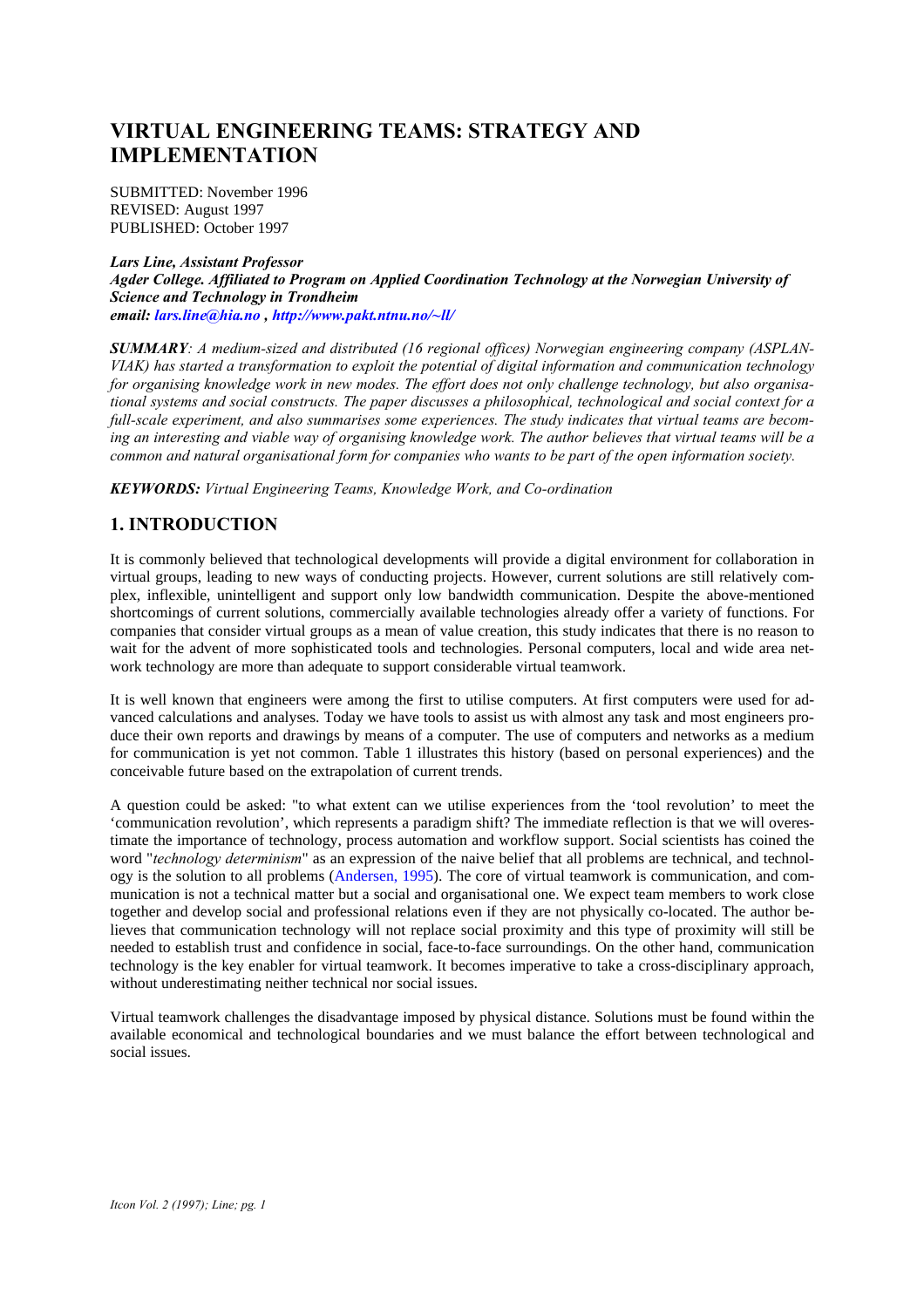# VIRTUAL ENGINEERING TEAMS: STRATEGY AND IMPLEMENTATION

SUBMITTED: November 1996
REVISED: August 1997
PUBLISHED: October 1997

***Lars Line, Assistant Professor***
***Agder College. Affiliated to Program on Applied Coordination Technology at the Norwegian University of Science and Technology in Trondheim***
***email: lars.line@hia.no , http://www.pakt.ntnu.no/~ll/***

***SUMMARY****: A medium-sized and distributed (16 regional offices) Norwegian engineering company (ASPLAN-VIAK) has started a transformation to exploit the potential of digital information and communication technology for organising knowledge work in new modes. The effort does not only challenge technology, but also organisational systems and social constructs. The paper discusses a philosophical, technological and social context for a full-scale experiment, and also summarises some experiences. The study indicates that virtual teams are becoming an interesting and viable way of organising knowledge work. The author believes that virtual teams will be a common and natural organisational form for companies who wants to be part of the open information society.*

***KEYWORDS:*** *Virtual Engineering Teams, Knowledge Work, and Co-ordination*

## 1. INTRODUCTION

It is commonly believed that technological developments will provide a digital environment for collaboration in virtual groups, leading to new ways of conducting projects. However, current solutions are still relatively complex, inflexible, unintelligent and support only low bandwidth communication. Despite the above-mentioned shortcomings of current solutions, commercially available technologies already offer a variety of functions. For companies that consider virtual groups as a mean of value creation, this study indicates that there is no reason to wait for the advent of more sophisticated tools and technologies. Personal computers, local and wide area network technology are more than adequate to support considerable virtual teamwork.

It is well known that engineers were among the first to utilise computers. At first computers were used for advanced calculations and analyses. Today we have tools to assist us with almost any task and most engineers produce their own reports and drawings by means of a computer. The use of computers and networks as a medium for communication is yet not common. Table 1 illustrates this history (based on personal experiences) and the conceivable future based on the extrapolation of current trends.

A question could be asked: "to what extent can we utilise experiences from the 'tool revolution' to meet the 'communication revolution', which represents a paradigm shift? The immediate reflection is that we will overestimate the importance of technology, process automation and workflow support. Social scientists has coined the word "*technology determinism*" as an expression of the naive belief that all problems are technical, and technology is the solution to all problems (Andersen, 1995). The core of virtual teamwork is communication, and communication is not a technical matter but a social and organisational one. We expect team members to work close together and develop social and professional relations even if they are not physically co-located. The author believes that communication technology will not replace social proximity and this type of proximity will still be needed to establish trust and confidence in social, face-to-face surroundings. On the other hand, communication technology is the key enabler for virtual teamwork. It becomes imperative to take a cross-disciplinary approach, without underestimating neither technical nor social issues.

Virtual teamwork challenges the disadvantage imposed by physical distance. Solutions must be found within the available economical and technological boundaries and we must balance the effort between technological and social issues.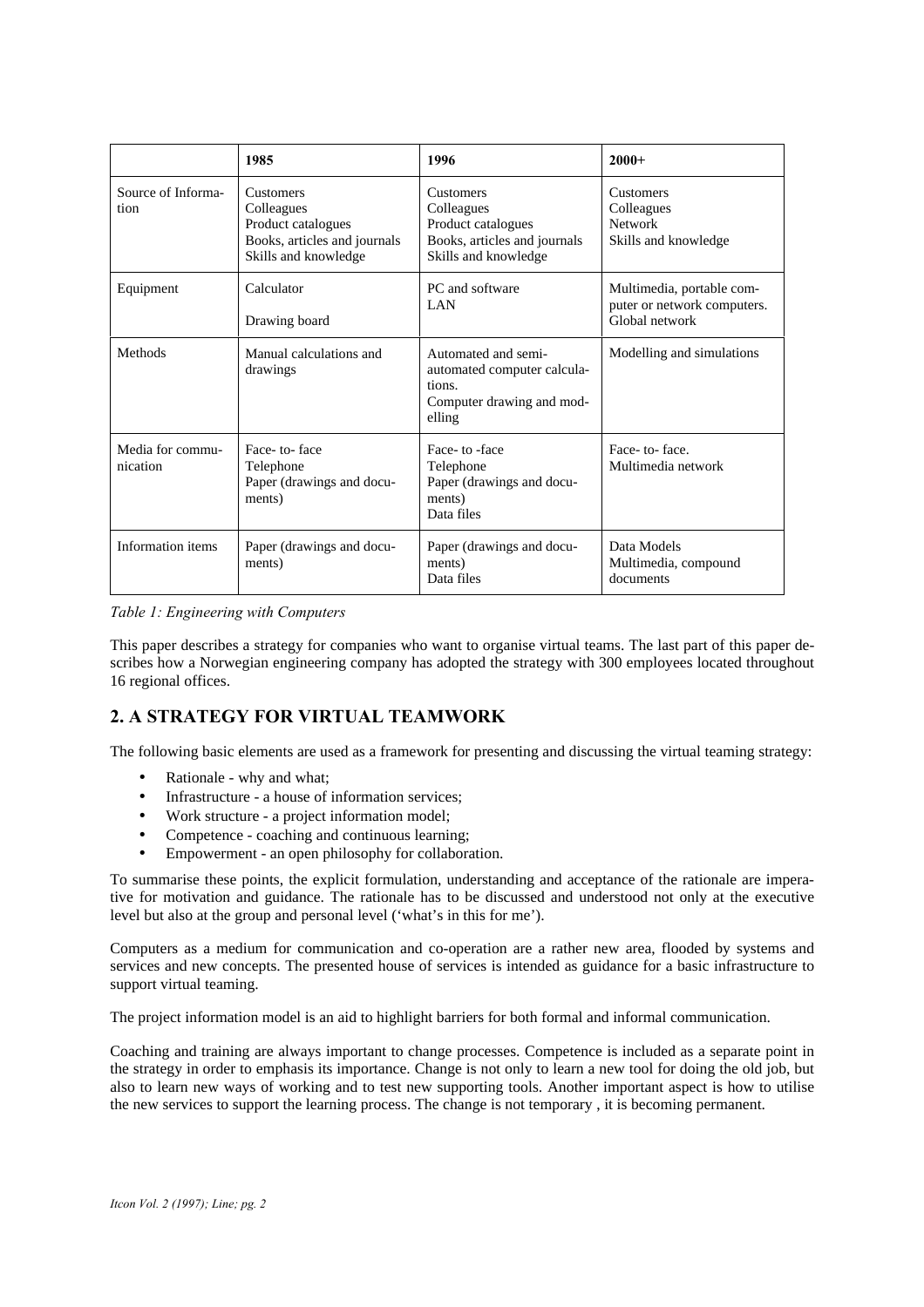| | 1985 | 1996 | 2000+ |
|---|---|---|---|
| Source of Information | Customers<br>Colleagues<br>Product catalogues<br>Books, articles and journals<br>Skills and knowledge | Customers<br>Colleagues<br>Product catalogues<br>Books, articles and journals<br>Skills and knowledge | Customers<br>Colleagues<br>Network<br>Skills and knowledge |
| Equipment | Calculator<br>Drawing board | PC and software<br>LAN | Multimedia, portable computer or network computers.<br>Global network |
| Methods | Manual calculations and drawings | Automated and semi-automated computer calculations.<br>Computer drawing and modelling | Modelling and simulations |
| Media for communication | Face- to- face<br>Telephone<br>Paper (drawings and documents) | Face- to -face<br>Telephone<br>Paper (drawings and documents)<br>Data files | Face- to- face.<br>Multimedia network |
| Information items | Paper (drawings and documents) | Paper (drawings and documents)<br>Data files | Data Models<br>Multimedia, compound documents |

*Table 1: Engineering with Computers*

This paper describes a strategy for companies who want to organise virtual teams. The last part of this paper describes how a Norwegian engineering company has adopted the strategy with 300 employees located throughout 16 regional offices.

## 2. A STRATEGY FOR VIRTUAL TEAMWORK

The following basic elements are used as a framework for presenting and discussing the virtual teaming strategy:

- Rationale - why and what;
- Infrastructure - a house of information services;
- Work structure - a project information model;
- Competence - coaching and continuous learning;
- Empowerment - an open philosophy for collaboration.

To summarise these points, the explicit formulation, understanding and acceptance of the rationale are imperative for motivation and guidance. The rationale has to be discussed and understood not only at the executive level but also at the group and personal level ('what's in this for me').

Computers as a medium for communication and co-operation are a rather new area, flooded by systems and services and new concepts. The presented house of services is intended as guidance for a basic infrastructure to support virtual teaming.

The project information model is an aid to highlight barriers for both formal and informal communication.

Coaching and training are always important to change processes. Competence is included as a separate point in the strategy in order to emphasis its importance. Change is not only to learn a new tool for doing the old job, but also to learn new ways of working and to test new supporting tools. Another important aspect is how to utilise the new services to support the learning process. The change is not temporary , it is becoming permanent.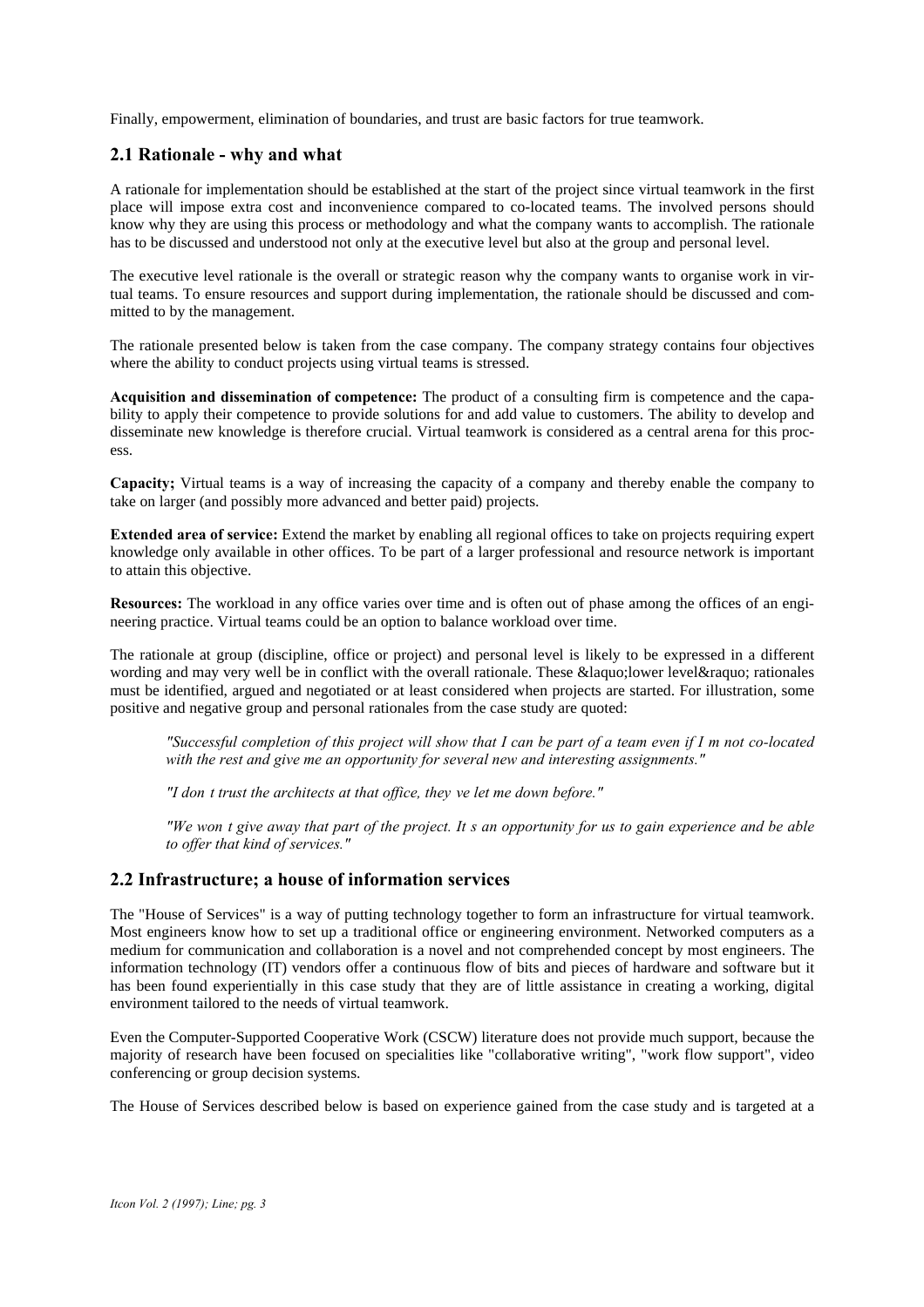Finally, empowerment, elimination of boundaries, and trust are basic factors for true teamwork.

## 2.1 Rationale - why and what

A rationale for implementation should be established at the start of the project since virtual teamwork in the first place will impose extra cost and inconvenience compared to co-located teams. The involved persons should know why they are using this process or methodology and what the company wants to accomplish. The rationale has to be discussed and understood not only at the executive level but also at the group and personal level.

The executive level rationale is the overall or strategic reason why the company wants to organise work in virtual teams. To ensure resources and support during implementation, the rationale should be discussed and committed to by the management.

The rationale presented below is taken from the case company. The company strategy contains four objectives where the ability to conduct projects using virtual teams is stressed.

**Acquisition and dissemination of competence:** The product of a consulting firm is competence and the capability to apply their competence to provide solutions for and add value to customers. The ability to develop and disseminate new knowledge is therefore crucial. Virtual teamwork is considered as a central arena for this process.

**Capacity;** Virtual teams is a way of increasing the capacity of a company and thereby enable the company to take on larger (and possibly more advanced and better paid) projects.

**Extended area of service:** Extend the market by enabling all regional offices to take on projects requiring expert knowledge only available in other offices. To be part of a larger professional and resource network is important to attain this objective.

**Resources:** The workload in any office varies over time and is often out of phase among the offices of an engineering practice. Virtual teams could be an option to balance workload over time.

The rationale at group (discipline, office or project) and personal level is likely to be expressed in a different wording and may very well be in conflict with the overall rationale. These &laquo;lower level&raquo; rationales must be identified, argued and negotiated or at least considered when projects are started. For illustration, some positive and negative group and personal rationales from the case study are quoted:

> *"Successful completion of this project will show that I can be part of a team even if I m not co-located with the rest and give me an opportunity for several new and interesting assignments."*
>
> *"I don t trust the architects at that office, they ve let me down before."*
>
> *"We won t give away that part of the project. It s an opportunity for us to gain experience and be able to offer that kind of services."*

## 2.2 Infrastructure; a house of information services

The "House of Services" is a way of putting technology together to form an infrastructure for virtual teamwork. Most engineers know how to set up a traditional office or engineering environment. Networked computers as a medium for communication and collaboration is a novel and not comprehended concept by most engineers. The information technology (IT) vendors offer a continuous flow of bits and pieces of hardware and software but it has been found experientially in this case study that they are of little assistance in creating a working, digital environment tailored to the needs of virtual teamwork.

Even the Computer-Supported Cooperative Work (CSCW) literature does not provide much support, because the majority of research have been focused on specialities like "collaborative writing", "work flow support", video conferencing or group decision systems.

The House of Services described below is based on experience gained from the case study and is targeted at a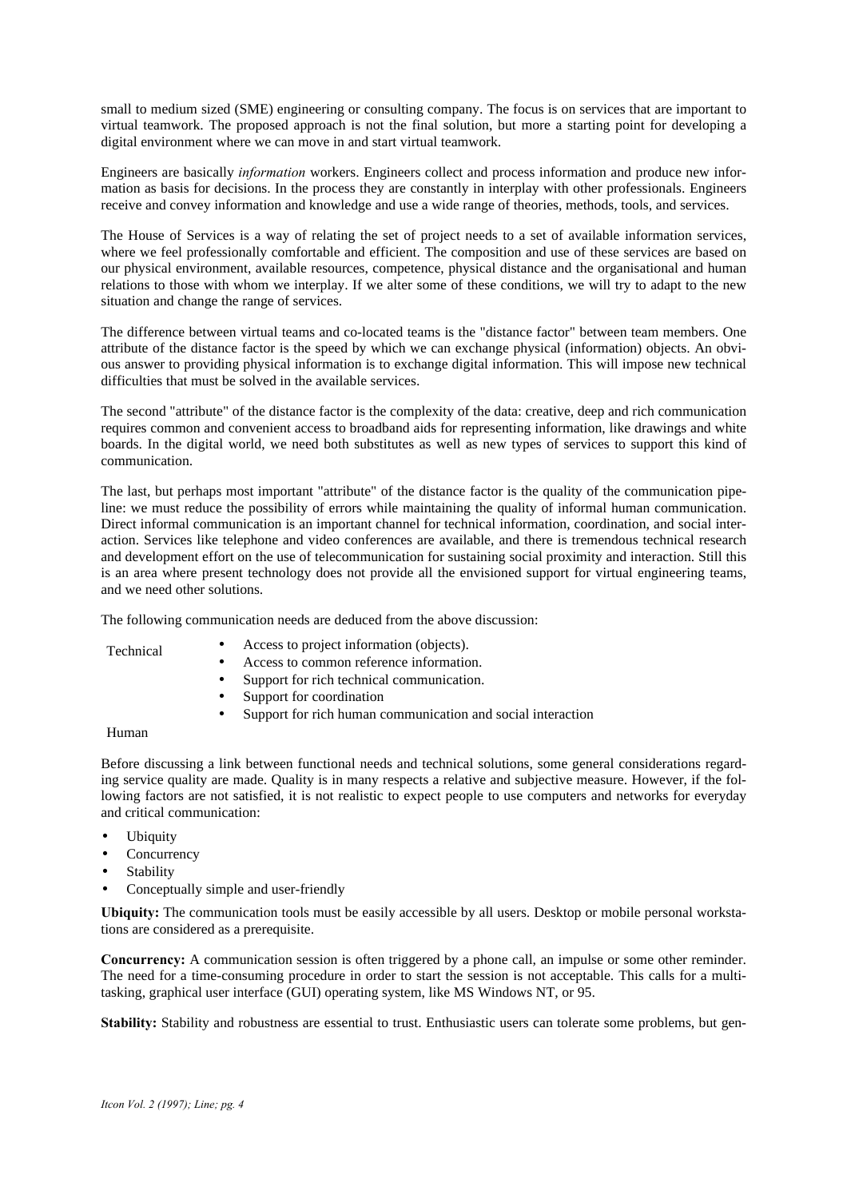small to medium sized (SME) engineering or consulting company. The focus is on services that are important to virtual teamwork. The proposed approach is not the final solution, but more a starting point for developing a digital environment where we can move in and start virtual teamwork.

Engineers are basically *information* workers. Engineers collect and process information and produce new information as basis for decisions. In the process they are constantly in interplay with other professionals. Engineers receive and convey information and knowledge and use a wide range of theories, methods, tools, and services.

The House of Services is a way of relating the set of project needs to a set of available information services, where we feel professionally comfortable and efficient. The composition and use of these services are based on our physical environment, available resources, competence, physical distance and the organisational and human relations to those with whom we interplay. If we alter some of these conditions, we will try to adapt to the new situation and change the range of services.

The difference between virtual teams and co-located teams is the "distance factor" between team members. One attribute of the distance factor is the speed by which we can exchange physical (information) objects. An obvious answer to providing physical information is to exchange digital information. This will impose new technical difficulties that must be solved in the available services.

The second "attribute" of the distance factor is the complexity of the data: creative, deep and rich communication requires common and convenient access to broadband aids for representing information, like drawings and white boards. In the digital world, we need both substitutes as well as new types of services to support this kind of communication.

The last, but perhaps most important "attribute" of the distance factor is the quality of the communication pipeline: we must reduce the possibility of errors while maintaining the quality of informal human communication. Direct informal communication is an important channel for technical information, coordination, and social interaction. Services like telephone and video conferences are available, and there is tremendous technical research and development effort on the use of telecommunication for sustaining social proximity and interaction. Still this is an area where present technology does not provide all the envisioned support for virtual engineering teams, and we need other solutions.

The following communication needs are deduced from the above discussion:

Technical

- Access to project information (objects).
- Access to common reference information.
- Support for rich technical communication.
- Support for coordination
- Support for rich human communication and social interaction

Human

Before discussing a link between functional needs and technical solutions, some general considerations regarding service quality are made. Quality is in many respects a relative and subjective measure. However, if the following factors are not satisfied, it is not realistic to expect people to use computers and networks for everyday and critical communication:

- Ubiquity
- Concurrency
- Stability
- Conceptually simple and user-friendly

**Ubiquity:** The communication tools must be easily accessible by all users. Desktop or mobile personal workstations are considered as a prerequisite.

**Concurrency:** A communication session is often triggered by a phone call, an impulse or some other reminder. The need for a time-consuming procedure in order to start the session is not acceptable. This calls for a multitasking, graphical user interface (GUI) operating system, like MS Windows NT, or 95.

**Stability:** Stability and robustness are essential to trust. Enthusiastic users can tolerate some problems, but gen-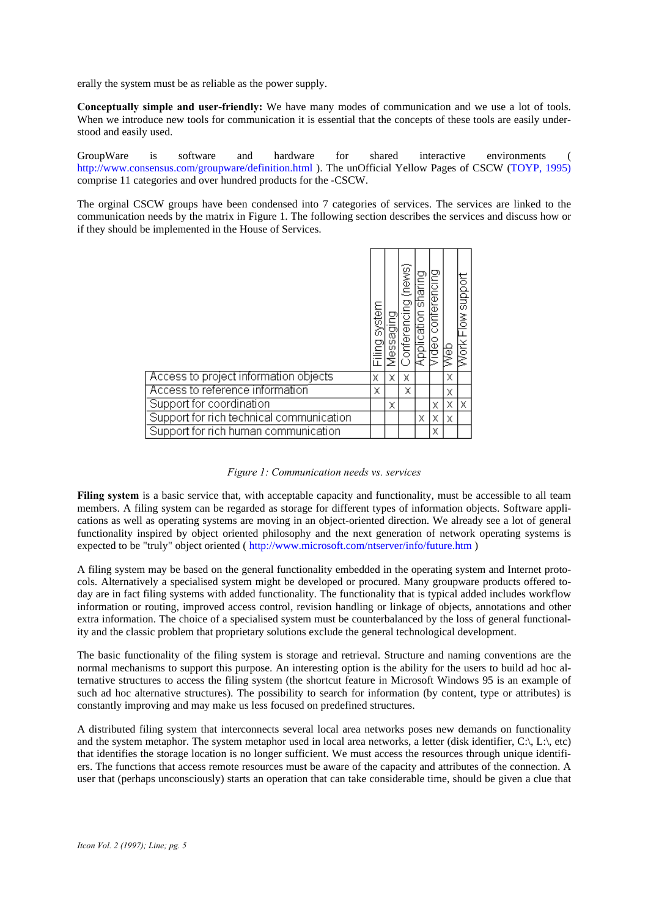erally the system must be as reliable as the power supply.

**Conceptually simple and user-friendly:** We have many modes of communication and we use a lot of tools. When we introduce new tools for communication it is essential that the concepts of these tools are easily understood and easily used.

GroupWare is software and hardware for shared interactive environments ( http://www.consensus.com/groupware/definition.html ). The unOfficial Yellow Pages of CSCW (TOYP, 1995) comprise 11 categories and over hundred products for the -CSCW.

The orginal CSCW groups have been condensed into 7 categories of services. The services are linked to the communication needs by the matrix in Figure 1. The following section describes the services and discuss how or if they should be implemented in the House of Services.

| | Filing system | Messaging | Conferencing (news) | Application sharing | Video conferencing | Web | Work Flow support |
|---|---|---|---|---|---|---|---|
| Access to project information objects | x | x | x | | | x | |
| Access to reference information | x | | x | | | x | |
| Support for coordination | | x | | | x | x | x |
| Support for rich technical communication | | | | x | x | x | |
| Support for rich human communication | | | | | x | | |

*Figure 1: Communication needs vs. services*

**Filing system** is a basic service that, with acceptable capacity and functionality, must be accessible to all team members. A filing system can be regarded as storage for different types of information objects. Software applications as well as operating systems are moving in an object-oriented direction. We already see a lot of general functionality inspired by object oriented philosophy and the next generation of network operating systems is expected to be "truly" object oriented ( http://www.microsoft.com/ntserver/info/future.htm )

A filing system may be based on the general functionality embedded in the operating system and Internet protocols. Alternatively a specialised system might be developed or procured. Many groupware products offered today are in fact filing systems with added functionality. The functionality that is typical added includes workflow information or routing, improved access control, revision handling or linkage of objects, annotations and other extra information. The choice of a specialised system must be counterbalanced by the loss of general functionality and the classic problem that proprietary solutions exclude the general technological development.

The basic functionality of the filing system is storage and retrieval. Structure and naming conventions are the normal mechanisms to support this purpose. An interesting option is the ability for the users to build ad hoc alternative structures to access the filing system (the shortcut feature in Microsoft Windows 95 is an example of such ad hoc alternative structures). The possibility to search for information (by content, type or attributes) is constantly improving and may make us less focused on predefined structures.

A distributed filing system that interconnects several local area networks poses new demands on functionality and the system metaphor. The system metaphor used in local area networks, a letter (disk identifier, C:\, L:\, etc) that identifies the storage location is no longer sufficient. We must access the resources through unique identifiers. The functions that access remote resources must be aware of the capacity and attributes of the connection. A user that (perhaps unconsciously) starts an operation that can take considerable time, should be given a clue that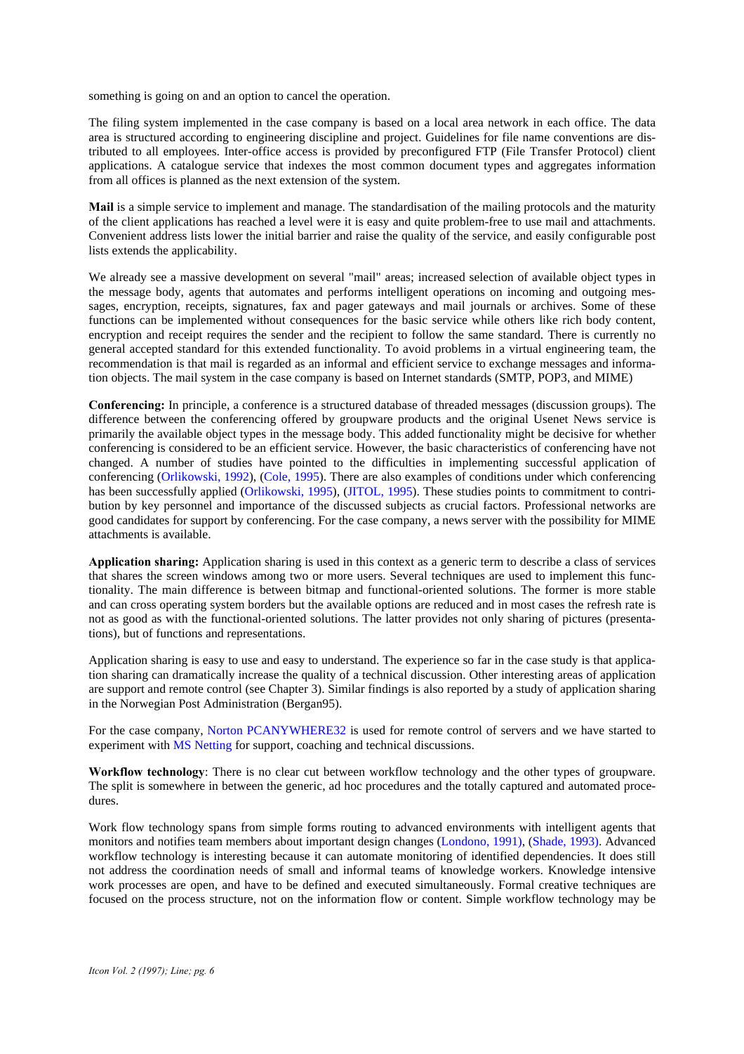something is going on and an option to cancel the operation.

The filing system implemented in the case company is based on a local area network in each office. The data area is structured according to engineering discipline and project. Guidelines for file name conventions are distributed to all employees. Inter-office access is provided by preconfigured FTP (File Transfer Protocol) client applications. A catalogue service that indexes the most common document types and aggregates information from all offices is planned as the next extension of the system.

**Mail** is a simple service to implement and manage. The standardisation of the mailing protocols and the maturity of the client applications has reached a level were it is easy and quite problem-free to use mail and attachments. Convenient address lists lower the initial barrier and raise the quality of the service, and easily configurable post lists extends the applicability.

We already see a massive development on several "mail" areas; increased selection of available object types in the message body, agents that automates and performs intelligent operations on incoming and outgoing messages, encryption, receipts, signatures, fax and pager gateways and mail journals or archives. Some of these functions can be implemented without consequences for the basic service while others like rich body content, encryption and receipt requires the sender and the recipient to follow the same standard. There is currently no general accepted standard for this extended functionality. To avoid problems in a virtual engineering team, the recommendation is that mail is regarded as an informal and efficient service to exchange messages and information objects. The mail system in the case company is based on Internet standards (SMTP, POP3, and MIME)

**Conferencing:** In principle, a conference is a structured database of threaded messages (discussion groups). The difference between the conferencing offered by groupware products and the original Usenet News service is primarily the available object types in the message body. This added functionality might be decisive for whether conferencing is considered to be an efficient service. However, the basic characteristics of conferencing have not changed. A number of studies have pointed to the difficulties in implementing successful application of conferencing (Orlikowski, 1992), (Cole, 1995). There are also examples of conditions under which conferencing has been successfully applied (Orlikowski, 1995), (JITOL, 1995). These studies points to commitment to contribution by key personnel and importance of the discussed subjects as crucial factors. Professional networks are good candidates for support by conferencing. For the case company, a news server with the possibility for MIME attachments is available.

**Application sharing:** Application sharing is used in this context as a generic term to describe a class of services that shares the screen windows among two or more users. Several techniques are used to implement this functionality. The main difference is between bitmap and functional-oriented solutions. The former is more stable and can cross operating system borders but the available options are reduced and in most cases the refresh rate is not as good as with the functional-oriented solutions. The latter provides not only sharing of pictures (presentations), but of functions and representations.

Application sharing is easy to use and easy to understand. The experience so far in the case study is that application sharing can dramatically increase the quality of a technical discussion. Other interesting areas of application are support and remote control (see Chapter 3). Similar findings is also reported by a study of application sharing in the Norwegian Post Administration (Bergan95).

For the case company, Norton PCANYWHERE32 is used for remote control of servers and we have started to experiment with MS Netting for support, coaching and technical discussions.

**Workflow technology**: There is no clear cut between workflow technology and the other types of groupware. The split is somewhere in between the generic, ad hoc procedures and the totally captured and automated procedures.

Work flow technology spans from simple forms routing to advanced environments with intelligent agents that monitors and notifies team members about important design changes (Londono, 1991), (Shade, 1993). Advanced workflow technology is interesting because it can automate monitoring of identified dependencies. It does still not address the coordination needs of small and informal teams of knowledge workers. Knowledge intensive work processes are open, and have to be defined and executed simultaneously. Formal creative techniques are focused on the process structure, not on the information flow or content. Simple workflow technology may be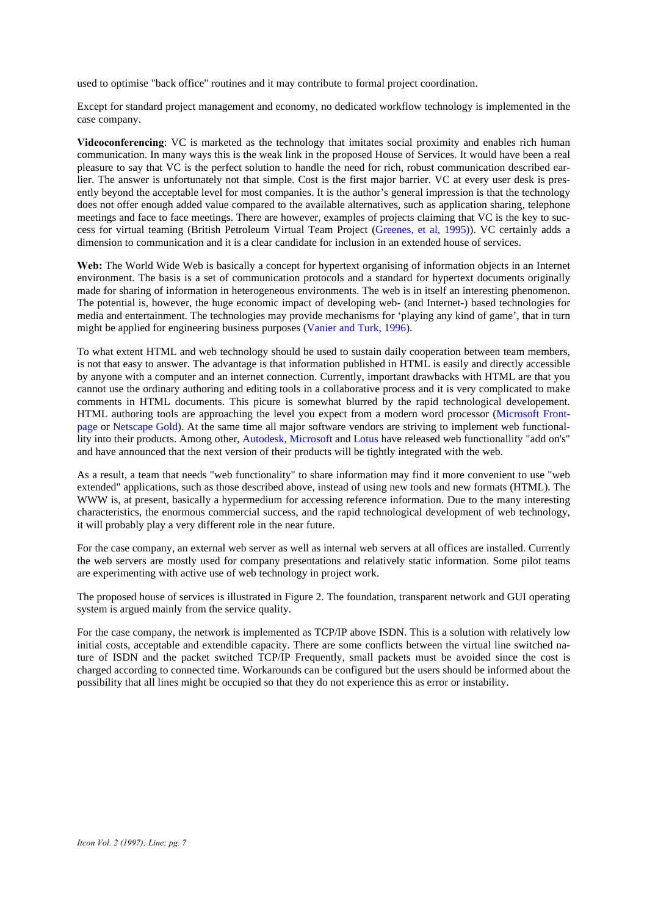used to optimise "back office" routines and it may contribute to formal project coordination.

Except for standard project management and economy, no dedicated workflow technology is implemented in the case company.

**Videoconferencing**: VC is marketed as the technology that imitates social proximity and enables rich human communication. In many ways this is the weak link in the proposed House of Services. It would have been a real pleasure to say that VC is the perfect solution to handle the need for rich, robust communication described earlier. The answer is unfortunately not that simple. Cost is the first major barrier. VC at every user desk is presently beyond the acceptable level for most companies. It is the author's general impression is that the technology does not offer enough added value compared to the available alternatives, such as application sharing, telephone meetings and face to face meetings. There are however, examples of projects claiming that VC is the key to success for virtual teaming (British Petroleum Virtual Team Project (Greenes, et al, 1995)). VC certainly adds a dimension to communication and it is a clear candidate for inclusion in an extended house of services.

**Web:** The World Wide Web is basically a concept for hypertext organising of information objects in an Internet environment. The basis is a set of communication protocols and a standard for hypertext documents originally made for sharing of information in heterogeneous environments. The web is in itself an interesting phenomenon. The potential is, however, the huge economic impact of developing web- (and Internet-) based technologies for media and entertainment. The technologies may provide mechanisms for 'playing any kind of game', that in turn might be applied for engineering business purposes (Vanier and Turk, 1996).

To what extent HTML and web technology should be used to sustain daily cooperation between team members, is not that easy to answer. The advantage is that information published in HTML is easily and directly accessible by anyone with a computer and an internet connection. Currently, important drawbacks with HTML are that you cannot use the ordinary authoring and editing tools in a collaborative process and it is very complicated to make comments in HTML documents. This picure is somewhat blurred by the rapid technological developement. HTML authoring tools are approaching the level you expect from a modern word processor (Microsoft Frontpage or Netscape Gold). At the same time all major software vendors are striving to implement web functionallity into their products. Among other, Autodesk, Microsoft and Lotus have released web functionallity "add on's" and have announced that the next version of their products will be tightly integrated with the web.

As a result, a team that needs "web functionality" to share information may find it more convenient to use "web extended" applications, such as those described above, instead of using new tools and new formats (HTML). The WWW is, at present, basically a hypermedium for accessing reference information. Due to the many interesting characteristics, the enormous commercial success, and the rapid technological development of web technology, it will probably play a very different role in the near future.

For the case company, an external web server as well as internal web servers at all offices are installed. Currently the web servers are mostly used for company presentations and relatively static information. Some pilot teams are experimenting with active use of web technology in project work.

The proposed house of services is illustrated in Figure 2. The foundation, transparent network and GUI operating system is argued mainly from the service quality.

For the case company, the network is implemented as TCP/IP above ISDN. This is a solution with relatively low initial costs, acceptable and extendible capacity. There are some conflicts between the virtual line switched nature of ISDN and the packet switched TCP/IP Frequently, small packets must be avoided since the cost is charged according to connected time. Workarounds can be configured but the users should be informed about the possibility that all lines might be occupied so that they do not experience this as error or instability.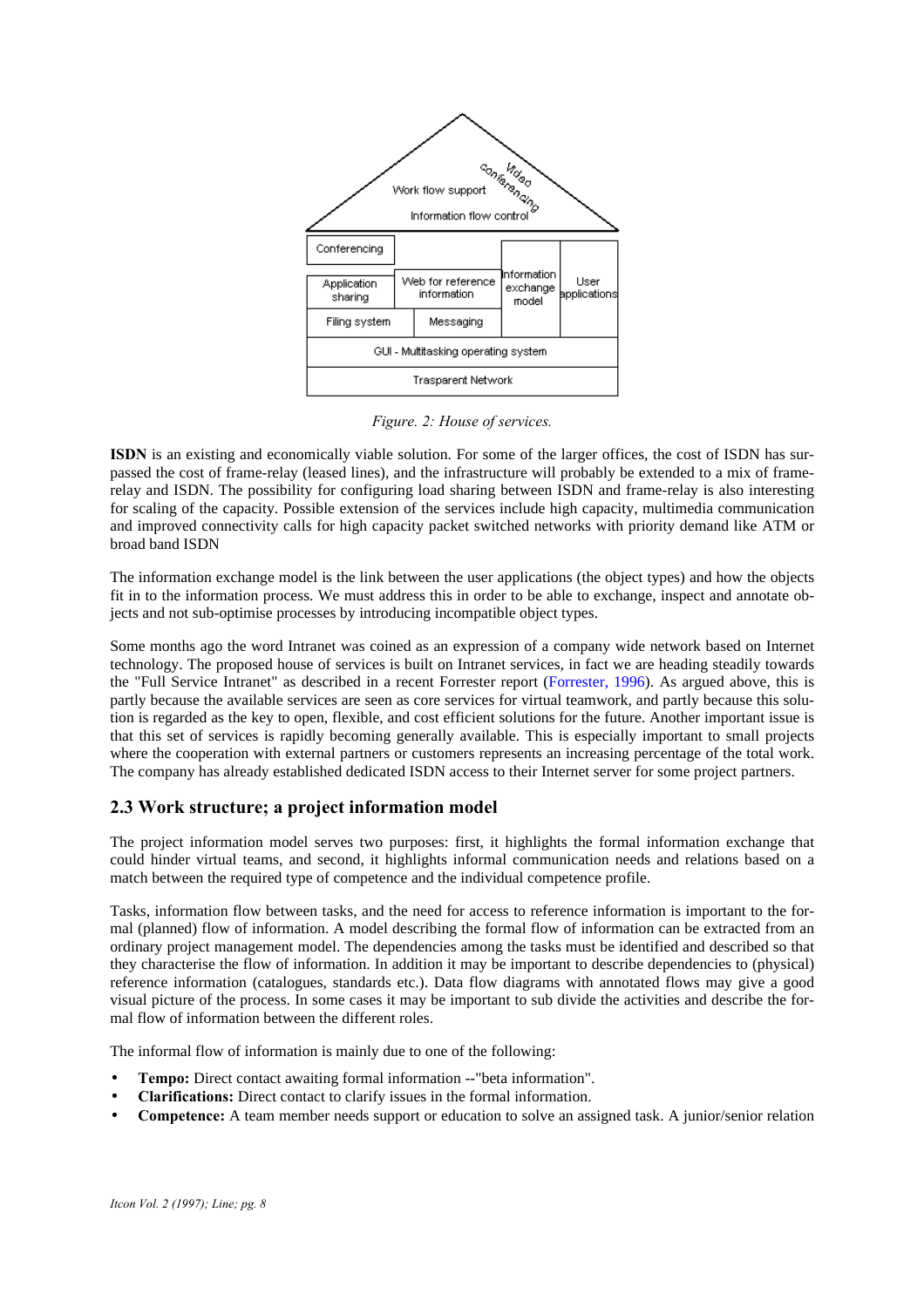Figure. 2: House of services.

**ISDN** is an existing and economically viable solution. For some of the larger offices, the cost of ISDN has surpassed the cost of frame-relay (leased lines), and the infrastructure will probably be extended to a mix of frame-relay and ISDN. The possibility for configuring load sharing between ISDN and frame-relay is also interesting for scaling of the capacity. Possible extension of the services include high capacity, multimedia communication and improved connectivity calls for high capacity packet switched networks with priority demand like ATM or broad band ISDN

The information exchange model is the link between the user applications (the object types) and how the objects fit in to the information process. We must address this in order to be able to exchange, inspect and annotate objects and not sub-optimise processes by introducing incompatible object types.

Some months ago the word Intranet was coined as an expression of a company wide network based on Internet technology. The proposed house of services is built on Intranet services, in fact we are heading steadily towards the "Full Service Intranet" as described in a recent Forrester report (Forrester, 1996). As argued above, this is partly because the available services are seen as core services for virtual teamwork, and partly because this solution is regarded as the key to open, flexible, and cost efficient solutions for the future. Another important issue is that this set of services is rapidly becoming generally available. This is especially important to small projects where the cooperation with external partners or customers represents an increasing percentage of the total work. The company has already established dedicated ISDN access to their Internet server for some project partners.

## 2.3 Work structure; a project information model

The project information model serves two purposes: first, it highlights the formal information exchange that could hinder virtual teams, and second, it highlights informal communication needs and relations based on a match between the required type of competence and the individual competence profile.

Tasks, information flow between tasks, and the need for access to reference information is important to the formal (planned) flow of information. A model describing the formal flow of information can be extracted from an ordinary project management model. The dependencies among the tasks must be identified and described so that they characterise the flow of information. In addition it may be important to describe dependencies to (physical) reference information (catalogues, standards etc.). Data flow diagrams with annotated flows may give a good visual picture of the process. In some cases it may be important to sub divide the activities and describe the formal flow of information between the different roles.

The informal flow of information is mainly due to one of the following:

- **Tempo:** Direct contact awaiting formal information --"beta information".
- **Clarifications:** Direct contact to clarify issues in the formal information.
- **Competence:** A team member needs support or education to solve an assigned task. A junior/senior relation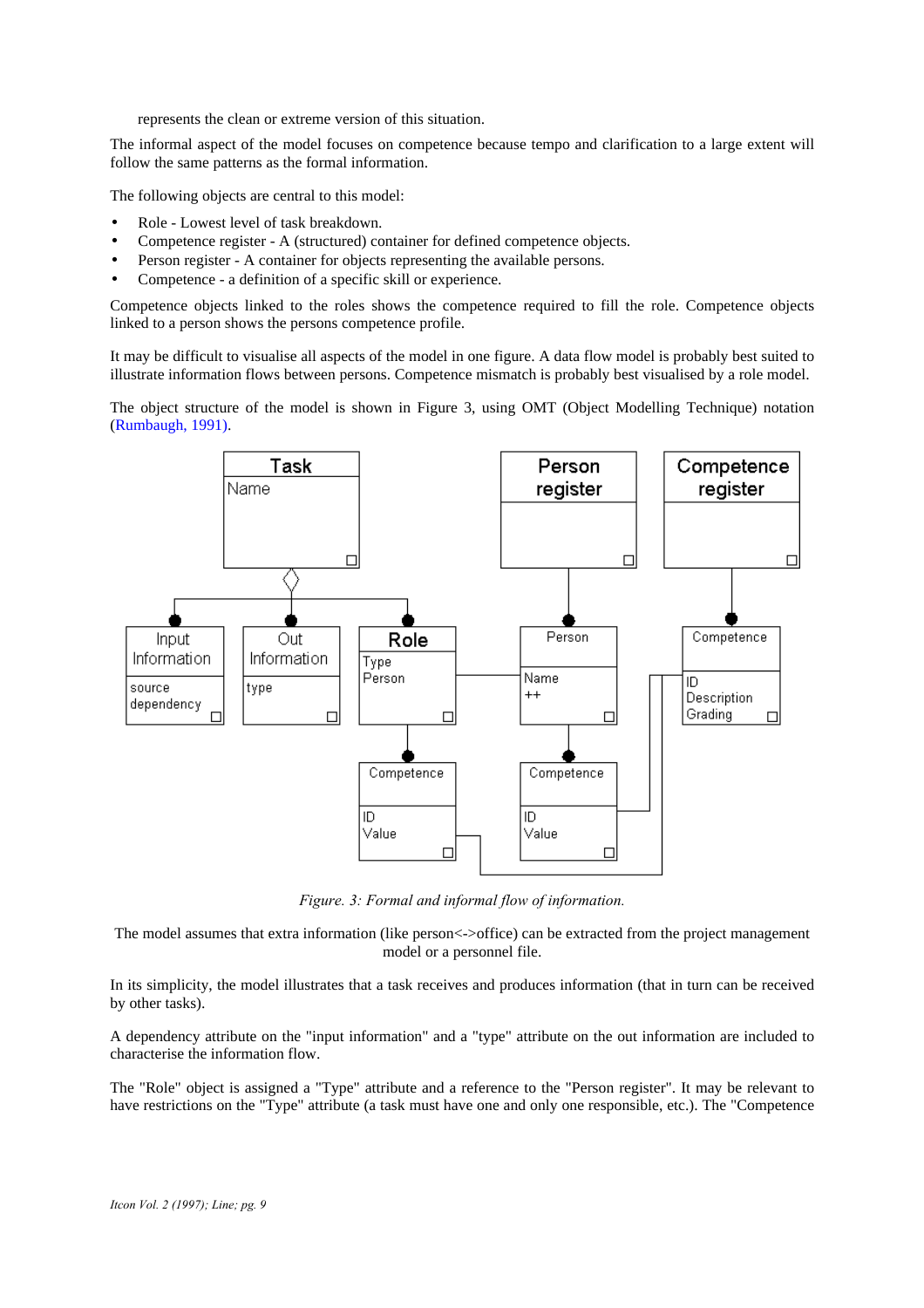represents the clean or extreme version of this situation.

The informal aspect of the model focuses on competence because tempo and clarification to a large extent will follow the same patterns as the formal information.

The following objects are central to this model:

- Role - Lowest level of task breakdown.
- Competence register - A (structured) container for defined competence objects.
- Person register - A container for objects representing the available persons.
- Competence - a definition of a specific skill or experience.

Competence objects linked to the roles shows the competence required to fill the role. Competence objects linked to a person shows the persons competence profile.

It may be difficult to visualise all aspects of the model in one figure. A data flow model is probably best suited to illustrate information flows between persons. Competence mismatch is probably best visualised by a role model.

The object structure of the model is shown in Figure 3, using OMT (Object Modelling Technique) notation (Rumbaugh, 1991).

*Figure. 3: Formal and informal flow of information.*

The model assumes that extra information (like person<->office) can be extracted from the project management model or a personnel file.

In its simplicity, the model illustrates that a task receives and produces information (that in turn can be received by other tasks).

A dependency attribute on the "input information" and a "type" attribute on the out information are included to characterise the information flow.

The "Role" object is assigned a "Type" attribute and a reference to the "Person register". It may be relevant to have restrictions on the "Type" attribute (a task must have one and only one responsible, etc.). The "Competence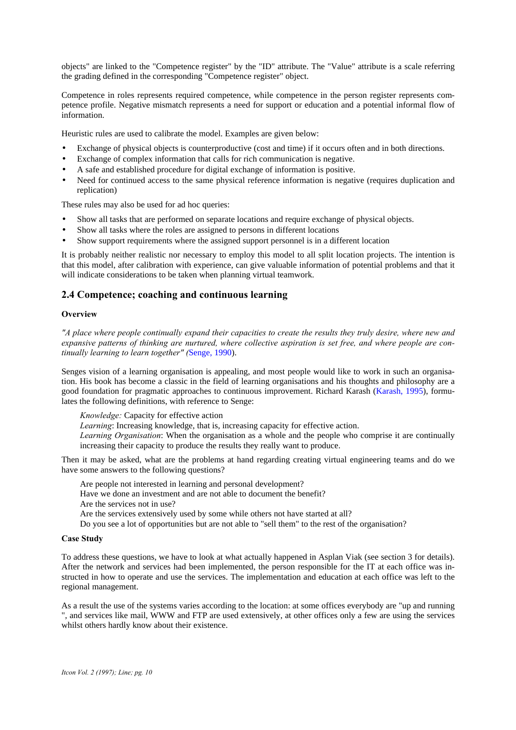objects" are linked to the "Competence register" by the "ID" attribute. The "Value" attribute is a scale referring the grading defined in the corresponding "Competence register" object.

Competence in roles represents required competence, while competence in the person register represents competence profile. Negative mismatch represents a need for support or education and a potential informal flow of information.

Heuristic rules are used to calibrate the model. Examples are given below:

- Exchange of physical objects is counterproductive (cost and time) if it occurs often and in both directions.
- Exchange of complex information that calls for rich communication is negative.
- A safe and established procedure for digital exchange of information is positive.
- Need for continued access to the same physical reference information is negative (requires duplication and replication)

These rules may also be used for ad hoc queries:

- Show all tasks that are performed on separate locations and require exchange of physical objects.
- Show all tasks where the roles are assigned to persons in different locations
- Show support requirements where the assigned support personnel is in a different location

It is probably neither realistic nor necessary to employ this model to all split location projects. The intention is that this model, after calibration with experience, can give valuable information of potential problems and that it will indicate considerations to be taken when planning virtual teamwork.

## 2.4 Competence; coaching and continuous learning

**Overview**

*"A place where people continually expand their capacities to create the results they truly desire, where new and expansive patterns of thinking are nurtured, where collective aspiration is set free, and where people are continually learning to learn together" (*Senge, 1990).

Senges vision of a learning organisation is appealing, and most people would like to work in such an organisation. His book has become a classic in the field of learning organisations and his thoughts and philosophy are a good foundation for pragmatic approaches to continuous improvement. Richard Karash (Karash, 1995), formulates the following definitions, with reference to Senge:

> *Knowledge:* Capacity for effective action
> *Learning*: Increasing knowledge, that is, increasing capacity for effective action.
> *Learning Organisation*: When the organisation as a whole and the people who comprise it are continually increasing their capacity to produce the results they really want to produce.

Then it may be asked, what are the problems at hand regarding creating virtual engineering teams and do we have some answers to the following questions?

> Are people not interested in learning and personal development?
> Have we done an investment and are not able to document the benefit?
> Are the services not in use?
> Are the services extensively used by some while others not have started at all?
> Do you see a lot of opportunities but are not able to "sell them" to the rest of the organisation?

**Case Study**

To address these questions, we have to look at what actually happened in Asplan Viak (see section 3 for details). After the network and services had been implemented, the person responsible for the IT at each office was instructed in how to operate and use the services. The implementation and education at each office was left to the regional management.

As a result the use of the systems varies according to the location: at some offices everybody are "up and running ", and services like mail, WWW and FTP are used extensively, at other offices only a few are using the services whilst others hardly know about their existence.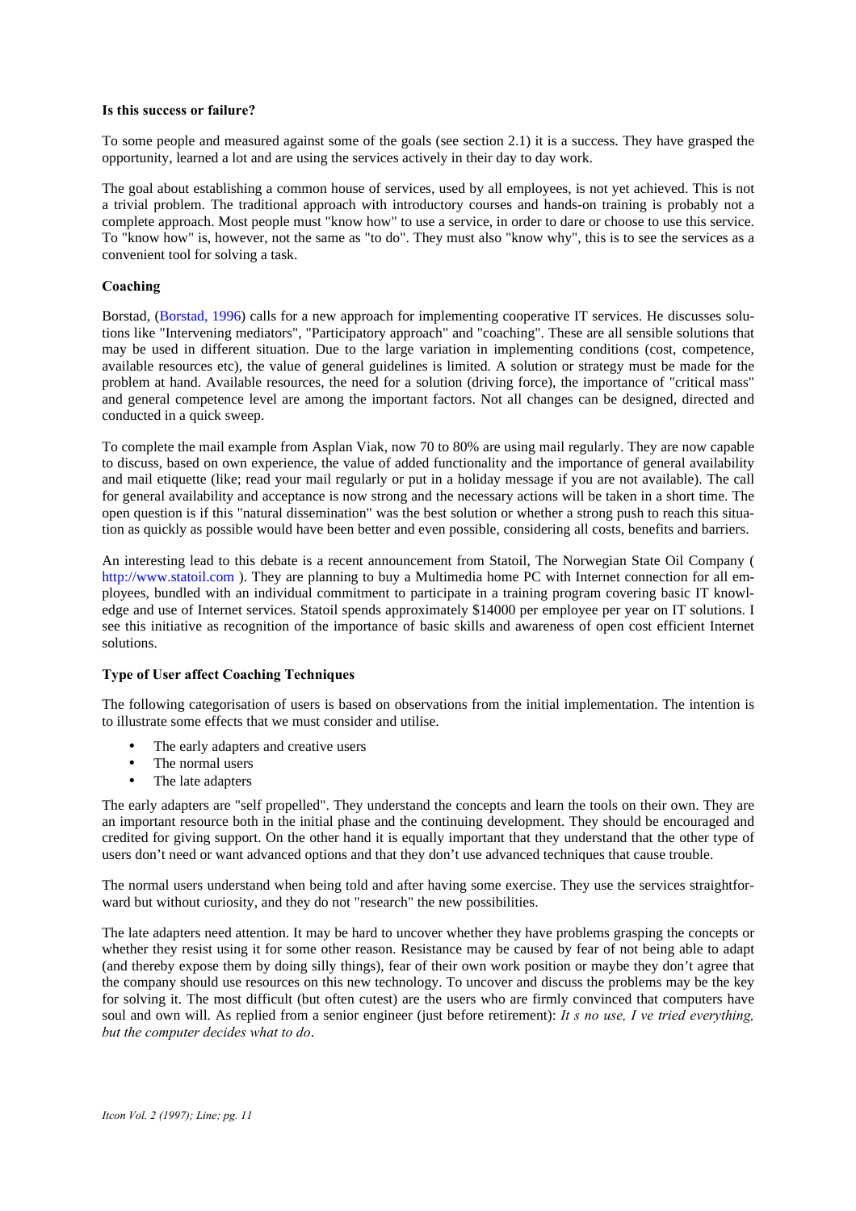**Is this success or failure?**

To some people and measured against some of the goals (see section 2.1) it is a success. They have grasped the opportunity, learned a lot and are using the services actively in their day to day work.

The goal about establishing a common house of services, used by all employees, is not yet achieved. This is not a trivial problem. The traditional approach with introductory courses and hands-on training is probably not a complete approach. Most people must "know how" to use a service, in order to dare or choose to use this service. To "know how" is, however, not the same as "to do". They must also "know why", this is to see the services as a convenient tool for solving a task.

**Coaching**

Borstad, (Borstad, 1996) calls for a new approach for implementing cooperative IT services. He discusses solutions like "Intervening mediators", "Participatory approach" and "coaching". These are all sensible solutions that may be used in different situation. Due to the large variation in implementing conditions (cost, competence, available resources etc), the value of general guidelines is limited. A solution or strategy must be made for the problem at hand. Available resources, the need for a solution (driving force), the importance of "critical mass" and general competence level are among the important factors. Not all changes can be designed, directed and conducted in a quick sweep.

To complete the mail example from Asplan Viak, now 70 to 80% are using mail regularly. They are now capable to discuss, based on own experience, the value of added functionality and the importance of general availability and mail etiquette (like; read your mail regularly or put in a holiday message if you are not available). The call for general availability and acceptance is now strong and the necessary actions will be taken in a short time. The open question is if this "natural dissemination" was the best solution or whether a strong push to reach this situation as quickly as possible would have been better and even possible, considering all costs, benefits and barriers.

An interesting lead to this debate is a recent announcement from Statoil, The Norwegian State Oil Company ( http://www.statoil.com ). They are planning to buy a Multimedia home PC with Internet connection for all employees, bundled with an individual commitment to participate in a training program covering basic IT knowledge and use of Internet services. Statoil spends approximately $14000 per employee per year on IT solutions. I see this initiative as recognition of the importance of basic skills and awareness of open cost efficient Internet solutions.

**Type of User affect Coaching Techniques**

The following categorisation of users is based on observations from the initial implementation. The intention is to illustrate some effects that we must consider and utilise.

- The early adapters and creative users
- The normal users
- The late adapters

The early adapters are "self propelled". They understand the concepts and learn the tools on their own. They are an important resource both in the initial phase and the continuing development. They should be encouraged and credited for giving support. On the other hand it is equally important that they understand that the other type of users don't need or want advanced options and that they don't use advanced techniques that cause trouble.

The normal users understand when being told and after having some exercise. They use the services straightforward but without curiosity, and they do not "research" the new possibilities.

The late adapters need attention. It may be hard to uncover whether they have problems grasping the concepts or whether they resist using it for some other reason. Resistance may be caused by fear of not being able to adapt (and thereby expose them by doing silly things), fear of their own work position or maybe they don't agree that the company should use resources on this new technology. To uncover and discuss the problems may be the key for solving it. The most difficult (but often cutest) are the users who are firmly convinced that computers have soul and own will. As replied from a senior engineer (just before retirement): *It s no use, I ve tried everything, but the computer decides what to do*.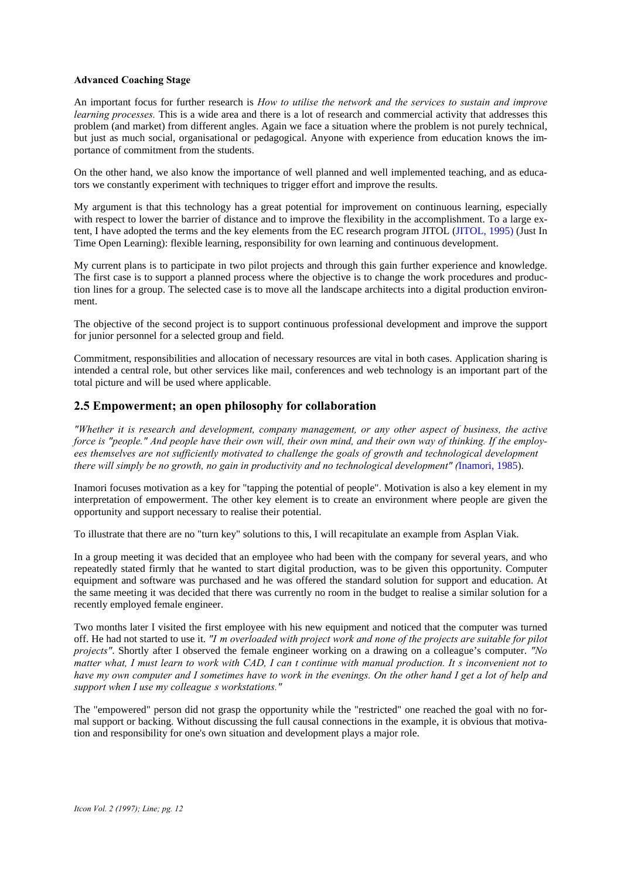**Advanced Coaching Stage**

An important focus for further research is *How to utilise the network and the services to sustain and improve learning processes.* This is a wide area and there is a lot of research and commercial activity that addresses this problem (and market) from different angles. Again we face a situation where the problem is not purely technical, but just as much social, organisational or pedagogical. Anyone with experience from education knows the importance of commitment from the students.

On the other hand, we also know the importance of well planned and well implemented teaching, and as educators we constantly experiment with techniques to trigger effort and improve the results.

My argument is that this technology has a great potential for improvement on continuous learning, especially with respect to lower the barrier of distance and to improve the flexibility in the accomplishment. To a large extent, I have adopted the terms and the key elements from the EC research program JITOL (JITOL, 1995) (Just In Time Open Learning): flexible learning, responsibility for own learning and continuous development.

My current plans is to participate in two pilot projects and through this gain further experience and knowledge. The first case is to support a planned process where the objective is to change the work procedures and production lines for a group. The selected case is to move all the landscape architects into a digital production environment.

The objective of the second project is to support continuous professional development and improve the support for junior personnel for a selected group and field.

Commitment, responsibilities and allocation of necessary resources are vital in both cases. Application sharing is intended a central role, but other services like mail, conferences and web technology is an important part of the total picture and will be used where applicable.

## 2.5 Empowerment; an open philosophy for collaboration

*"Whether it is research and development, company management, or any other aspect of business, the active force is "people." And people have their own will, their own mind, and their own way of thinking. If the employees themselves are not sufficiently motivated to challenge the goals of growth and technological development there will simply be no growth, no gain in productivity and no technological development" (*Inamori, 1985).

Inamori focuses motivation as a key for "tapping the potential of people". Motivation is also a key element in my interpretation of empowerment. The other key element is to create an environment where people are given the opportunity and support necessary to realise their potential.

To illustrate that there are no "turn key" solutions to this, I will recapitulate an example from Asplan Viak.

In a group meeting it was decided that an employee who had been with the company for several years, and who repeatedly stated firmly that he wanted to start digital production, was to be given this opportunity. Computer equipment and software was purchased and he was offered the standard solution for support and education. At the same meeting it was decided that there was currently no room in the budget to realise a similar solution for a recently employed female engineer.

Two months later I visited the first employee with his new equipment and noticed that the computer was turned off. He had not started to use it. *"I m overloaded with project work and none of the projects are suitable for pilot projects".* Shortly after I observed the female engineer working on a drawing on a colleague's computer. *"No matter what, I must learn to work with CAD, I can t continue with manual production. It s inconvenient not to have my own computer and I sometimes have to work in the evenings. On the other hand I get a lot of help and support when I use my colleague s workstations."*

The "empowered" person did not grasp the opportunity while the "restricted" one reached the goal with no formal support or backing. Without discussing the full causal connections in the example, it is obvious that motivation and responsibility for one's own situation and development plays a major role.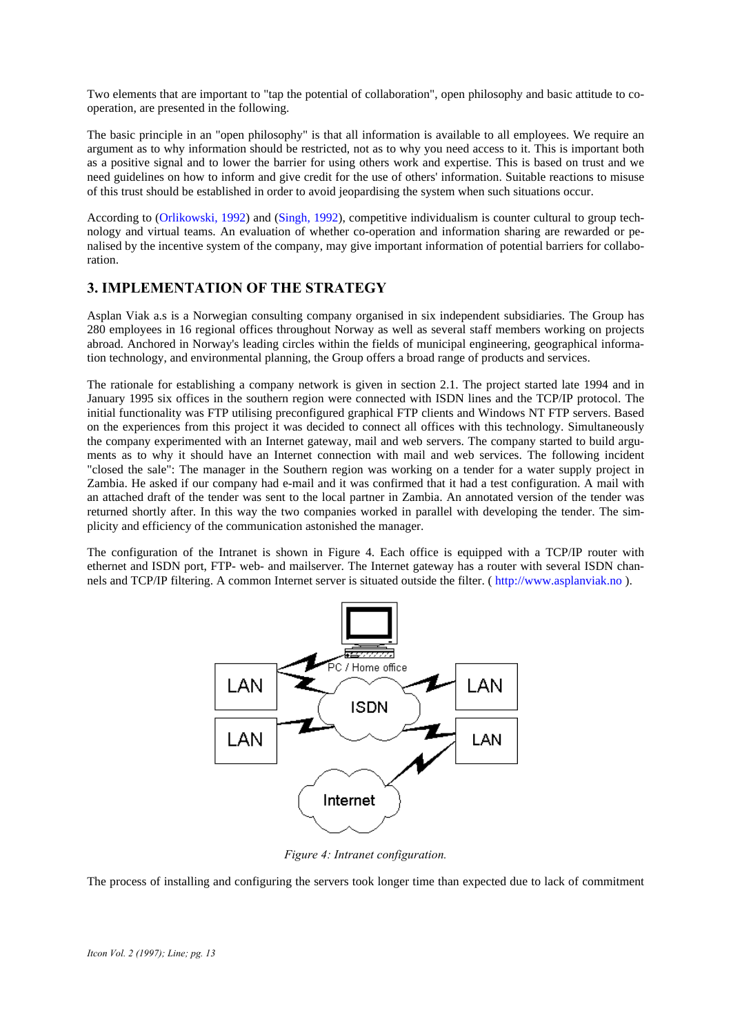Two elements that are important to "tap the potential of collaboration", open philosophy and basic attitude to co-operation, are presented in the following.

The basic principle in an "open philosophy" is that all information is available to all employees. We require an argument as to why information should be restricted, not as to why you need access to it. This is important both as a positive signal and to lower the barrier for using others work and expertise. This is based on trust and we need guidelines on how to inform and give credit for the use of others' information. Suitable reactions to misuse of this trust should be established in order to avoid jeopardising the system when such situations occur.

According to (Orlikowski, 1992) and (Singh, 1992), competitive individualism is counter cultural to group technology and virtual teams. An evaluation of whether co-operation and information sharing are rewarded or penalised by the incentive system of the company, may give important information of potential barriers for collaboration.

## 3. IMPLEMENTATION OF THE STRATEGY

Asplan Viak a.s is a Norwegian consulting company organised in six independent subsidiaries. The Group has 280 employees in 16 regional offices throughout Norway as well as several staff members working on projects abroad. Anchored in Norway's leading circles within the fields of municipal engineering, geographical information technology, and environmental planning, the Group offers a broad range of products and services.

The rationale for establishing a company network is given in section 2.1. The project started late 1994 and in January 1995 six offices in the southern region were connected with ISDN lines and the TCP/IP protocol. The initial functionality was FTP utilising preconfigured graphical FTP clients and Windows NT FTP servers. Based on the experiences from this project it was decided to connect all offices with this technology. Simultaneously the company experimented with an Internet gateway, mail and web servers. The company started to build arguments as to why it should have an Internet connection with mail and web services. The following incident "closed the sale": The manager in the Southern region was working on a tender for a water supply project in Zambia. He asked if our company had e-mail and it was confirmed that it had a test configuration. A mail with an attached draft of the tender was sent to the local partner in Zambia. An annotated version of the tender was returned shortly after. In this way the two companies worked in parallel with developing the tender. The simplicity and efficiency of the communication astonished the manager.

The configuration of the Intranet is shown in Figure 4. Each office is equipped with a TCP/IP router with ethernet and ISDN port, FTP- web- and mailserver. The Internet gateway has a router with several ISDN channels and TCP/IP filtering. A common Internet server is situated outside the filter. ( http://www.asplanviak.no ).

*Figure 4: Intranet configuration.*

The process of installing and configuring the servers took longer time than expected due to lack of commitment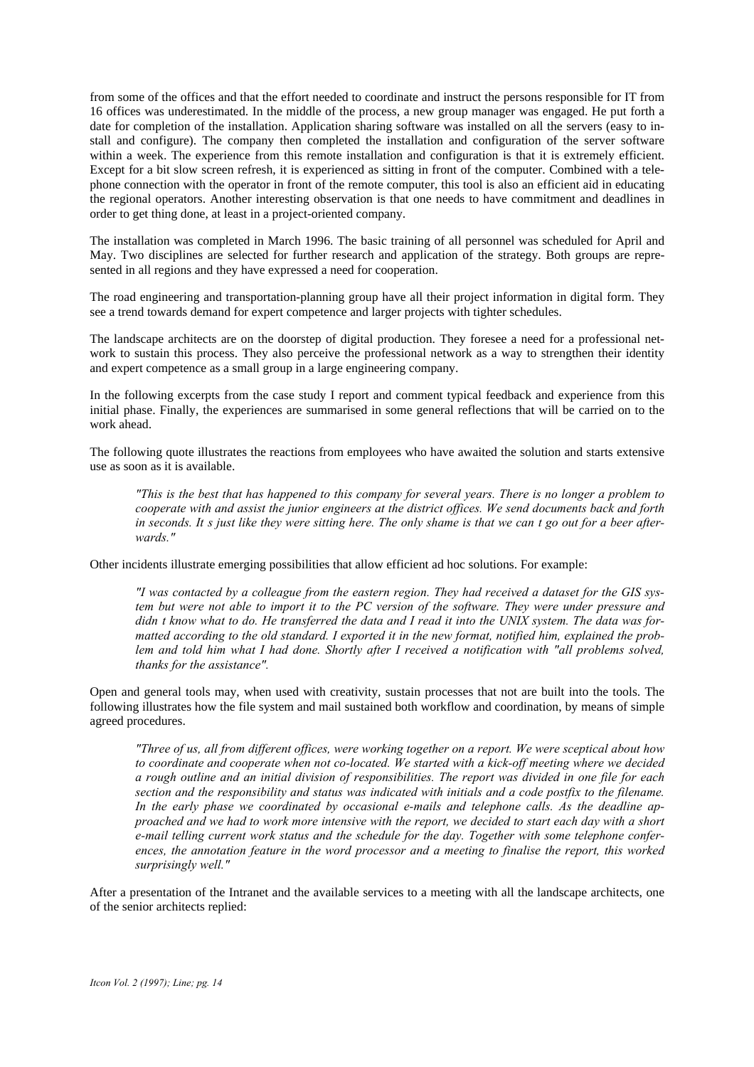from some of the offices and that the effort needed to coordinate and instruct the persons responsible for IT from 16 offices was underestimated. In the middle of the process, a new group manager was engaged. He put forth a date for completion of the installation. Application sharing software was installed on all the servers (easy to install and configure). The company then completed the installation and configuration of the server software within a week. The experience from this remote installation and configuration is that it is extremely efficient. Except for a bit slow screen refresh, it is experienced as sitting in front of the computer. Combined with a telephone connection with the operator in front of the remote computer, this tool is also an efficient aid in educating the regional operators. Another interesting observation is that one needs to have commitment and deadlines in order to get thing done, at least in a project-oriented company.

The installation was completed in March 1996. The basic training of all personnel was scheduled for April and May. Two disciplines are selected for further research and application of the strategy. Both groups are represented in all regions and they have expressed a need for cooperation.

The road engineering and transportation-planning group have all their project information in digital form. They see a trend towards demand for expert competence and larger projects with tighter schedules.

The landscape architects are on the doorstep of digital production. They foresee a need for a professional network to sustain this process. They also perceive the professional network as a way to strengthen their identity and expert competence as a small group in a large engineering company.

In the following excerpts from the case study I report and comment typical feedback and experience from this initial phase. Finally, the experiences are summarised in some general reflections that will be carried on to the work ahead.

The following quote illustrates the reactions from employees who have awaited the solution and starts extensive use as soon as it is available.

> *"This is the best that has happened to this company for several years. There is no longer a problem to cooperate with and assist the junior engineers at the district offices. We send documents back and forth in seconds. It s just like they were sitting here. The only shame is that we can t go out for a beer afterwards."*

Other incidents illustrate emerging possibilities that allow efficient ad hoc solutions. For example:

> *"I was contacted by a colleague from the eastern region. They had received a dataset for the GIS system but were not able to import it to the PC version of the software. They were under pressure and didn t know what to do. He transferred the data and I read it into the UNIX system. The data was formatted according to the old standard. I exported it in the new format, notified him, explained the problem and told him what I had done. Shortly after I received a notification with "all problems solved, thanks for the assistance".*

Open and general tools may, when used with creativity, sustain processes that not are built into the tools. The following illustrates how the file system and mail sustained both workflow and coordination, by means of simple agreed procedures.

> *"Three of us, all from different offices, were working together on a report. We were sceptical about how to coordinate and cooperate when not co-located. We started with a kick-off meeting where we decided a rough outline and an initial division of responsibilities. The report was divided in one file for each section and the responsibility and status was indicated with initials and a code postfix to the filename. In the early phase we coordinated by occasional e-mails and telephone calls. As the deadline approached and we had to work more intensive with the report, we decided to start each day with a short e-mail telling current work status and the schedule for the day. Together with some telephone conferences, the annotation feature in the word processor and a meeting to finalise the report, this worked surprisingly well."*

After a presentation of the Intranet and the available services to a meeting with all the landscape architects, one of the senior architects replied: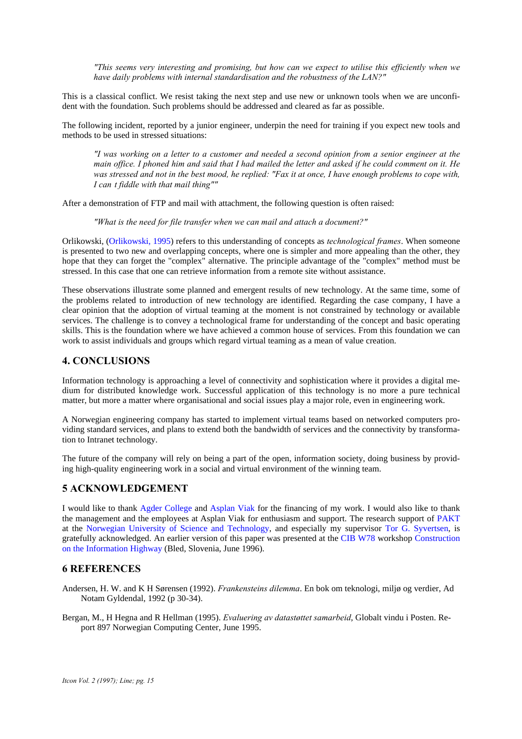*"This seems very interesting and promising, but how can we expect to utilise this efficiently when we have daily problems with internal standardisation and the robustness of the LAN?"*

This is a classical conflict. We resist taking the next step and use new or unknown tools when we are unconfident with the foundation. Such problems should be addressed and cleared as far as possible.

The following incident, reported by a junior engineer, underpin the need for training if you expect new tools and methods to be used in stressed situations:

*"I was working on a letter to a customer and needed a second opinion from a senior engineer at the main office. I phoned him and said that I had mailed the letter and asked if he could comment on it. He was stressed and not in the best mood, he replied: "Fax it at once, I have enough problems to cope with, I can t fiddle with that mail thing""*

After a demonstration of FTP and mail with attachment, the following question is often raised:

*"What is the need for file transfer when we can mail and attach a document?"*

Orlikowski, (Orlikowski, 1995) refers to this understanding of concepts as *technological frames*. When someone is presented to two new and overlapping concepts, where one is simpler and more appealing than the other, they hope that they can forget the "complex" alternative. The principle advantage of the "complex" method must be stressed. In this case that one can retrieve information from a remote site without assistance.

These observations illustrate some planned and emergent results of new technology. At the same time, some of the problems related to introduction of new technology are identified. Regarding the case company, I have a clear opinion that the adoption of virtual teaming at the moment is not constrained by technology or available services. The challenge is to convey a technological frame for understanding of the concept and basic operating skills. This is the foundation where we have achieved a common house of services. From this foundation we can work to assist individuals and groups which regard virtual teaming as a mean of value creation.

## 4. CONCLUSIONS

Information technology is approaching a level of connectivity and sophistication where it provides a digital medium for distributed knowledge work. Successful application of this technology is no more a pure technical matter, but more a matter where organisational and social issues play a major role, even in engineering work.

A Norwegian engineering company has started to implement virtual teams based on networked computers providing standard services, and plans to extend both the bandwidth of services and the connectivity by transformation to Intranet technology.

The future of the company will rely on being a part of the open, information society, doing business by providing high-quality engineering work in a social and virtual environment of the winning team.

## 5 ACKNOWLEDGEMENT

I would like to thank Agder College and Asplan Viak for the financing of my work. I would also like to thank the management and the employees at Asplan Viak for enthusiasm and support. The research support of PAKT at the Norwegian University of Science and Technology, and especially my supervisor Tor G. Syvertsen, is gratefully acknowledged. An earlier version of this paper was presented at the CIB W78 workshop Construction on the Information Highway (Bled, Slovenia, June 1996).

## 6 REFERENCES

Andersen, H. W. and K H Sørensen (1992). *Frankensteins dilemma*. En bok om teknologi, miljø og verdier, Ad Notam Gyldendal, 1992 (p 30-34).

Bergan, M., H Hegna and R Hellman (1995). *Evaluering av datastøttet samarbeid*, Globalt vindu i Posten. Report 897 Norwegian Computing Center, June 1995.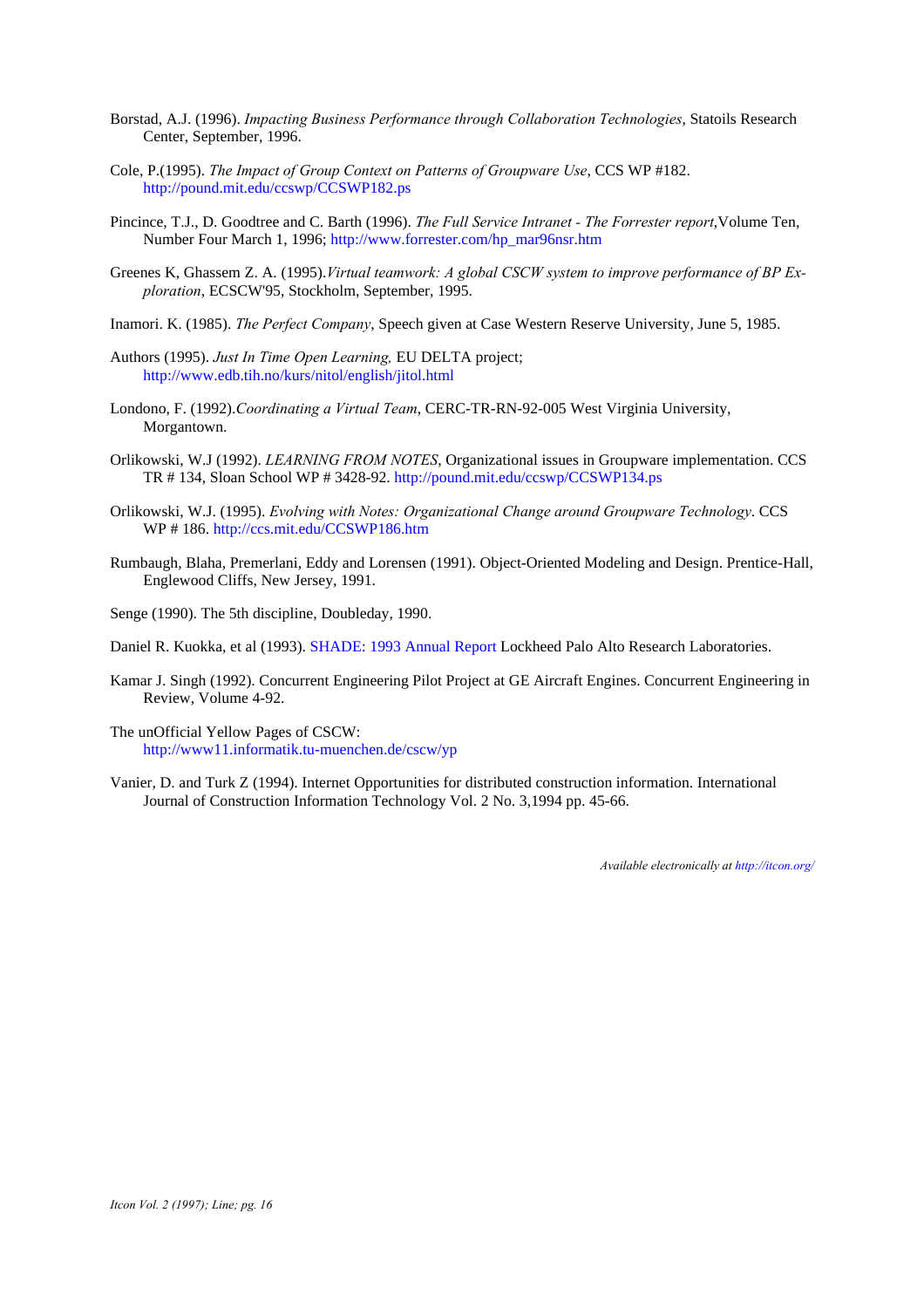Borstad, A.J. (1996). *Impacting Business Performance through Collaboration Technologies*, Statoils Research Center, September, 1996.

Cole, P.(1995). *The Impact of Group Context on Patterns of Groupware Use*, CCS WP #182. http://pound.mit.edu/ccswp/CCSWP182.ps

Pincince, T.J., D. Goodtree and C. Barth (1996). *The Full Service Intranet - The Forrester report*,Volume Ten, Number Four March 1, 1996; http://www.forrester.com/hp_mar96nsr.htm

Greenes K, Ghassem Z. A. (1995).*Virtual teamwork: A global CSCW system to improve performance of BP Exploration*, ECSCW'95, Stockholm, September, 1995.

Inamori. K. (1985). *The Perfect Company*, Speech given at Case Western Reserve University, June 5, 1985.

Authors (1995). *Just In Time Open Learning,* EU DELTA project; http://www.edb.tih.no/kurs/nitol/english/jitol.html

Londono, F. (1992).*Coordinating a Virtual Team*, CERC-TR-RN-92-005 West Virginia University, Morgantown.

Orlikowski, W.J (1992). *LEARNING FROM NOTES*, Organizational issues in Groupware implementation. CCS TR # 134, Sloan School WP # 3428-92. http://pound.mit.edu/ccswp/CCSWP134.ps

Orlikowski, W.J. (1995). *Evolving with Notes: Organizational Change around Groupware Technology*. CCS WP # 186. http://ccs.mit.edu/CCSWP186.htm

Rumbaugh, Blaha, Premerlani, Eddy and Lorensen (1991). Object-Oriented Modeling and Design. Prentice-Hall, Englewood Cliffs, New Jersey, 1991.

Senge (1990). The 5th discipline, Doubleday, 1990.

Daniel R. Kuokka, et al (1993). SHADE: 1993 Annual Report Lockheed Palo Alto Research Laboratories.

Kamar J. Singh (1992). Concurrent Engineering Pilot Project at GE Aircraft Engines. Concurrent Engineering in Review, Volume 4-92.

The unOfficial Yellow Pages of CSCW: http://www11.informatik.tu-muenchen.de/cscw/yp

Vanier, D. and Turk Z (1994). Internet Opportunities for distributed construction information. International Journal of Construction Information Technology Vol. 2 No. 3,1994 pp. 45-66.

*Available electronically at http://itcon.org/*